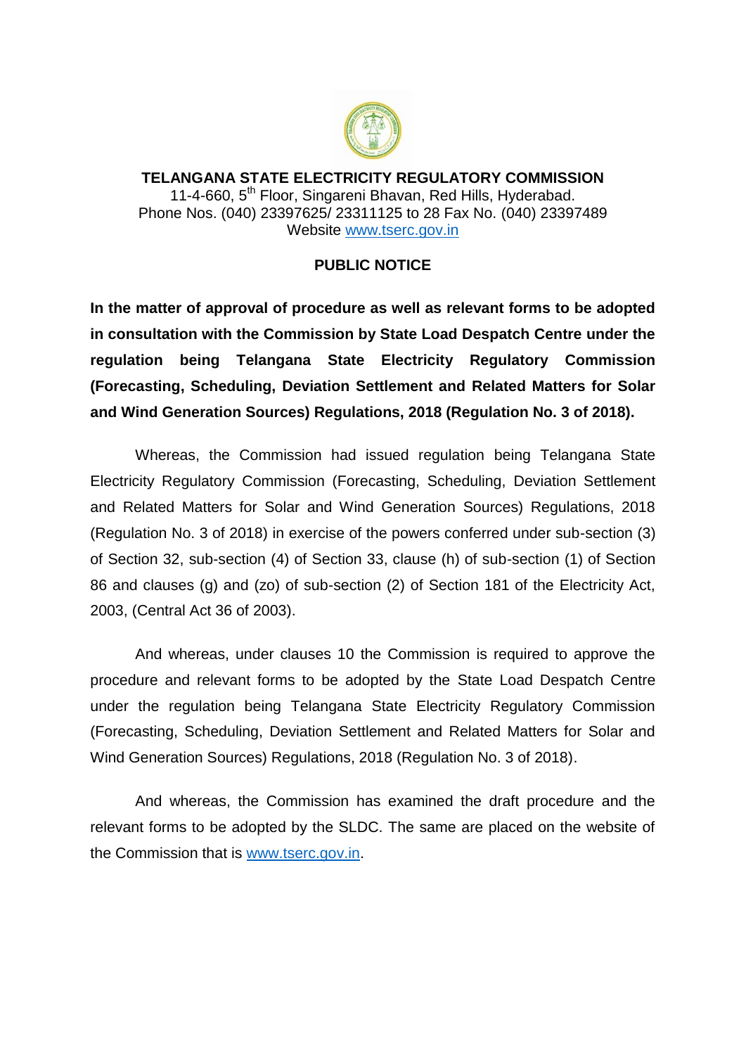**TELANGANA STATE ELECTRICITY REGULATORY COMMISSION**
11-4-660, 5th Floor, Singareni Bhavan, Red Hills, Hyderabad.
Phone Nos. (040) 23397625/ 23311125 to 28 Fax No. (040) 23397489
Website www.tserc.gov.in

## PUBLIC NOTICE

**In the matter of approval of procedure as well as relevant forms to be adopted in consultation with the Commission by State Load Despatch Centre under the regulation being Telangana State Electricity Regulatory Commission (Forecasting, Scheduling, Deviation Settlement and Related Matters for Solar and Wind Generation Sources) Regulations, 2018 (Regulation No. 3 of 2018).**

Whereas, the Commission had issued regulation being Telangana State Electricity Regulatory Commission (Forecasting, Scheduling, Deviation Settlement and Related Matters for Solar and Wind Generation Sources) Regulations, 2018 (Regulation No. 3 of 2018) in exercise of the powers conferred under sub-section (3) of Section 32, sub-section (4) of Section 33, clause (h) of sub-section (1) of Section 86 and clauses (g) and (zo) of sub-section (2) of Section 181 of the Electricity Act, 2003, (Central Act 36 of 2003).

And whereas, under clauses 10 the Commission is required to approve the procedure and relevant forms to be adopted by the State Load Despatch Centre under the regulation being Telangana State Electricity Regulatory Commission (Forecasting, Scheduling, Deviation Settlement and Related Matters for Solar and Wind Generation Sources) Regulations, 2018 (Regulation No. 3 of 2018).

And whereas, the Commission has examined the draft procedure and the relevant forms to be adopted by the SLDC. The same are placed on the website of the Commission that is www.tserc.gov.in.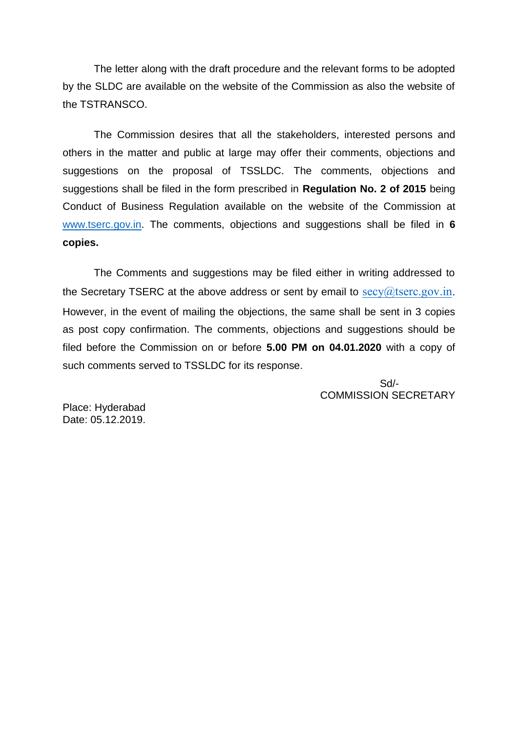The letter along with the draft procedure and the relevant forms to be adopted by the SLDC are available on the website of the Commission as also the website of the TSTRANSCO.

The Commission desires that all the stakeholders, interested persons and others in the matter and public at large may offer their comments, objections and suggestions on the proposal of TSSLDC. The comments, objections and suggestions shall be filed in the form prescribed in **Regulation No. 2 of 2015** being Conduct of Business Regulation available on the website of the Commission at www.tserc.gov.in. The comments, objections and suggestions shall be filed in **6 copies.**

The Comments and suggestions may be filed either in writing addressed to the Secretary TSERC at the above address or sent by email to secy@tserc.gov.in. However, in the event of mailing the objections, the same shall be sent in 3 copies as post copy confirmation. The comments, objections and suggestions should be filed before the Commission on or before **5.00 PM on 04.01.2020** with a copy of such comments served to TSSLDC for its response.

Sd/-
COMMISSION SECRETARY

Place: Hyderabad
Date: 05.12.2019.